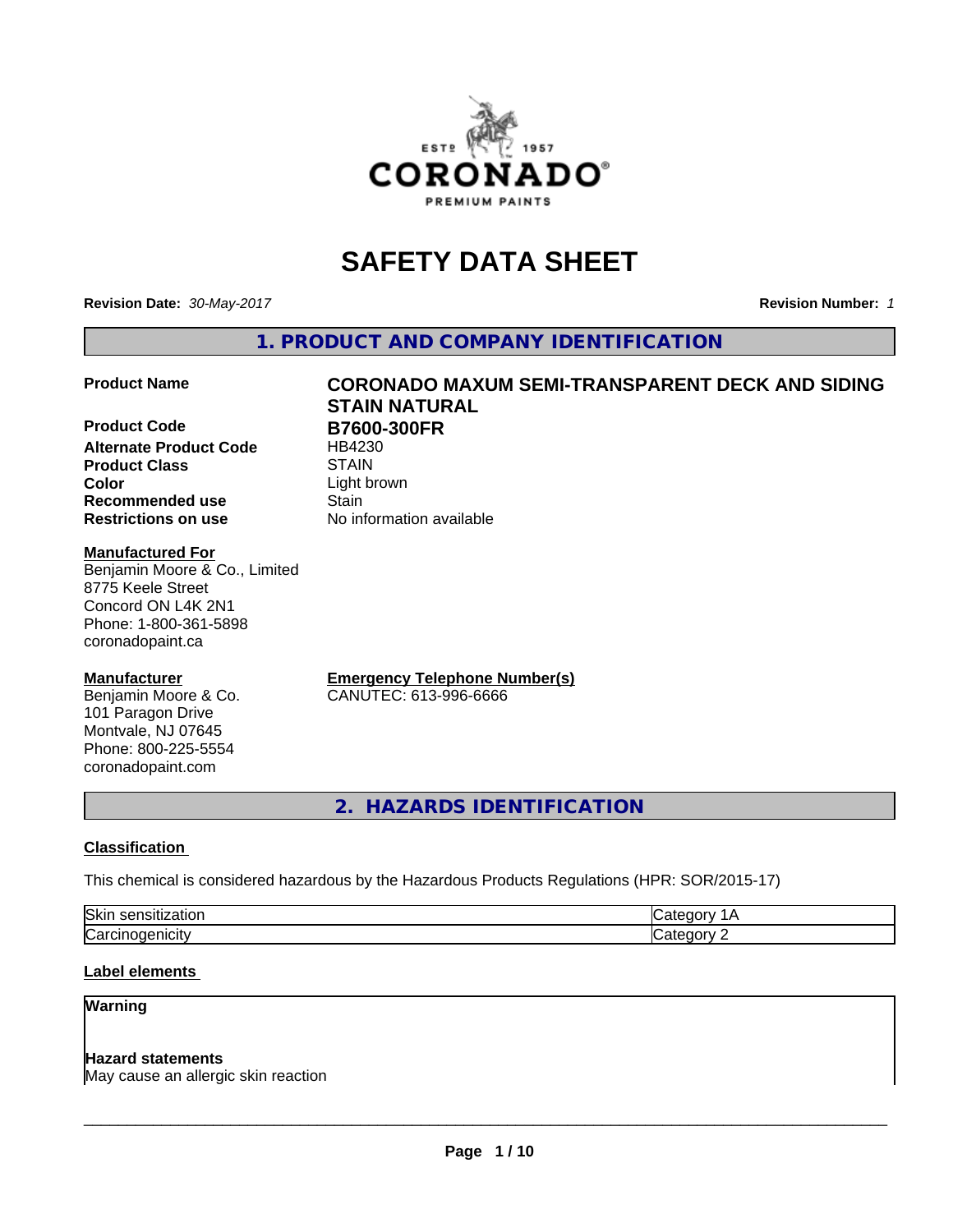# SAFETY DATA SHEET

**Revision Date:** *30-May-2017* **Revision Number:** *1*

## 1. PRODUCT AND COMPANY IDENTIFICATION

| | |
|---|---|
| **Product Name** | **CORONADO MAXUM SEMI-TRANSPARENT DECK AND SIDING STAIN NATURAL** |
| **Product Code** | **B7600-300FR** |
| **Alternate Product Code** | HB4230 |
| **Product Class** | STAIN |
| **Color** | Light brown |
| **Recommended use** | Stain |
| **Restrictions on use** | No information available |

**Manufactured For**
Benjamin Moore & Co., Limited
8775 Keele Street
Concord ON L4K 2N1
Phone: 1-800-361-5898
coronadopaint.ca

**Manufacturer**
Benjamin Moore & Co.
101 Paragon Drive
Montvale, NJ 07645
Phone: 800-225-5554
coronadopaint.com

**Emergency Telephone Number(s)**
CANUTEC: 613-996-6666

## 2. HAZARDS IDENTIFICATION

**Classification**

This chemical is considered hazardous by the Hazardous Products Regulations (HPR: SOR/2015-17)

| | |
|---|---|
| Skin sensitization | Category 1A |
| Carcinogenicity | Category 2 |

**Label elements**

**Warning**

**Hazard statements**
May cause an allergic skin reaction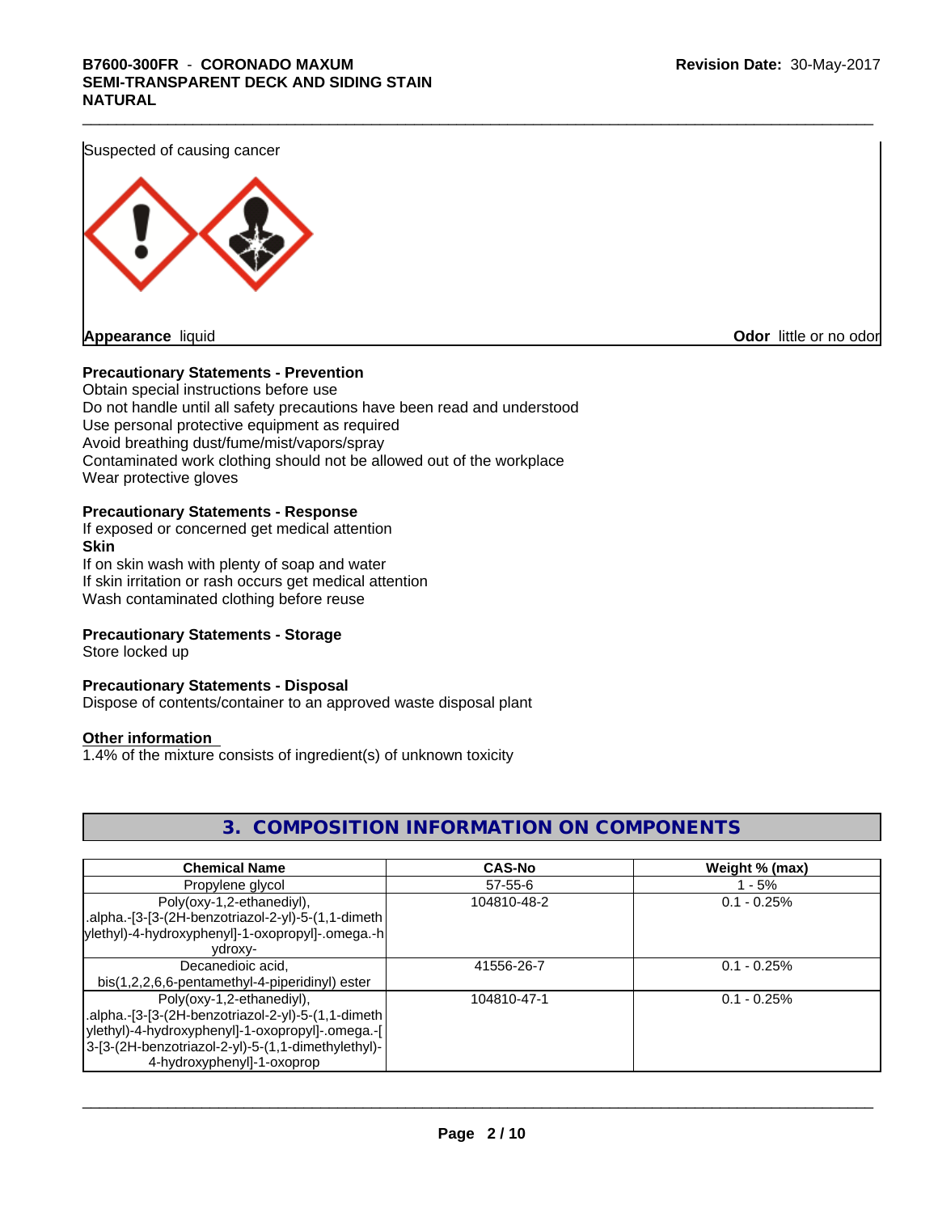Suspected of causing cancer

**Appearance** liquid **Odor** little or no odor

**Precautionary Statements - Prevention**

Obtain special instructions before use
Do not handle until all safety precautions have been read and understood
Use personal protective equipment as required
Avoid breathing dust/fume/mist/vapors/spray
Contaminated work clothing should not be allowed out of the workplace
Wear protective gloves

**Precautionary Statements - Response**

If exposed or concerned get medical attention

**Skin**

If on skin wash with plenty of soap and water
If skin irritation or rash occurs get medical attention
Wash contaminated clothing before reuse

**Precautionary Statements - Storage**

Store locked up

**Precautionary Statements - Disposal**

Dispose of contents/container to an approved waste disposal plant

**Other information**

1.4% of the mixture consists of ingredient(s) of unknown toxicity

## 3. COMPOSITION INFORMATION ON COMPONENTS

| Chemical Name | CAS-No | Weight % (max) |
|---|---|---|
| Propylene glycol | 57-55-6 | 1 - 5% |
| Poly(oxy-1,2-ethanediyl), .alpha.-[3-[3-(2H-benzotriazol-2-yl)-5-(1,1-dimethylethyl)-4-hydroxyphenyl]-1-oxopropyl]-.omega.-hydroxy- | 104810-48-2 | 0.1 - 0.25% |
| Decanedioic acid, bis(1,2,2,6,6-pentamethyl-4-piperidinyl) ester | 41556-26-7 | 0.1 - 0.25% |
| Poly(oxy-1,2-ethanediyl), .alpha.-[3-[3-(2H-benzotriazol-2-yl)-5-(1,1-dimethylethyl)-4-hydroxyphenyl]-1-oxopropyl]-.omega.-[3-[3-(2H-benzotriazol-2-yl)-5-(1,1-dimethylethyl)-4-hydroxyphenyl]-1-oxoprop | 104810-47-1 | 0.1 - 0.25% |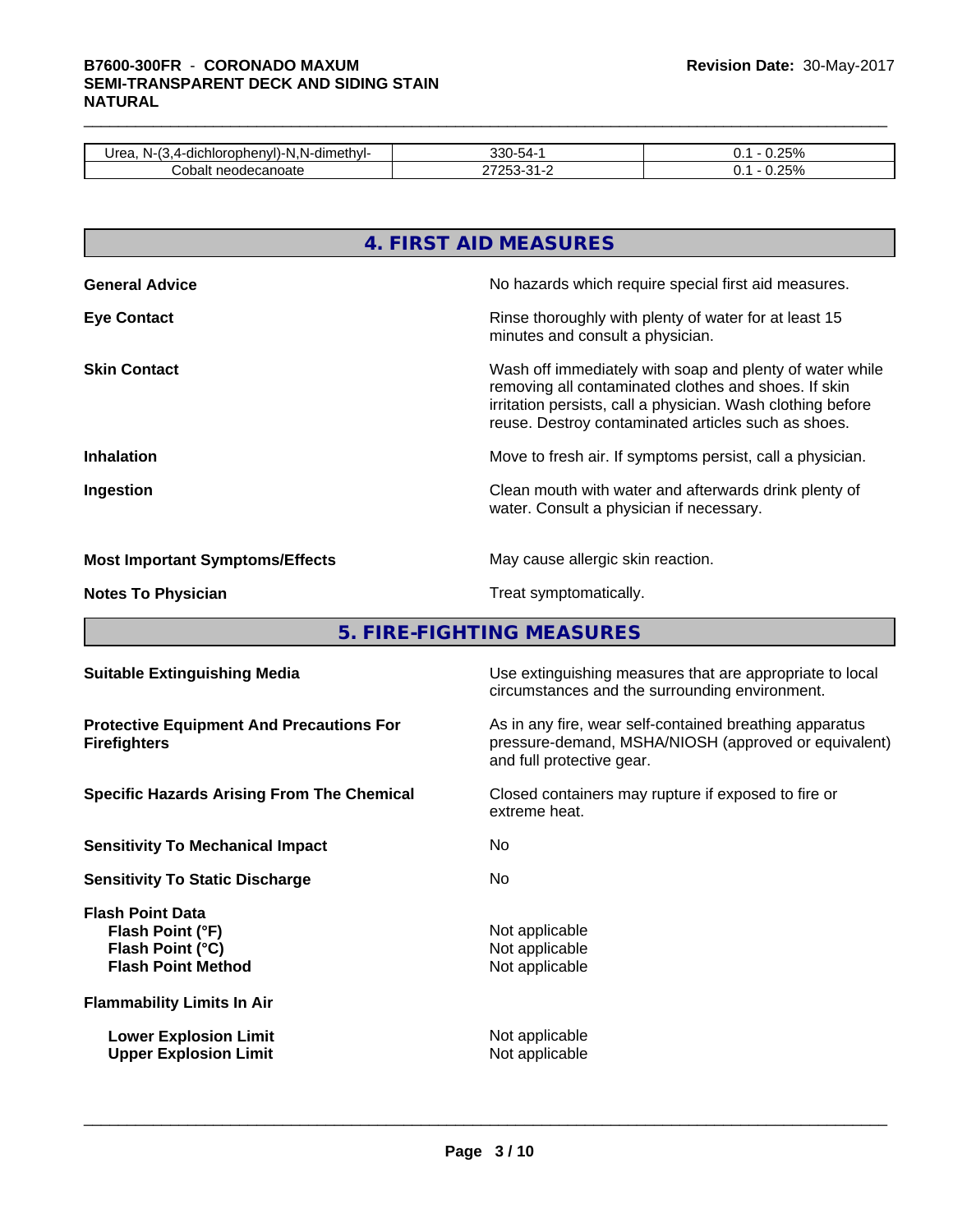| Urea, N-(3,4-dichlorophenyl)-N,N-dimethyl- | 330-54-1 | 0.1 - 0.25% |
|---|---|---|
| Cobalt neodecanoate | 27253-31-2 | 0.1 - 0.25% |

## 4. FIRST AID MEASURES

**General Advice** — No hazards which require special first aid measures.

**Eye Contact** — Rinse thoroughly with plenty of water for at least 15 minutes and consult a physician.

**Skin Contact** — Wash off immediately with soap and plenty of water while removing all contaminated clothes and shoes. If skin irritation persists, call a physician. Wash clothing before reuse. Destroy contaminated articles such as shoes.

**Inhalation** — Move to fresh air. If symptoms persist, call a physician.

**Ingestion** — Clean mouth with water and afterwards drink plenty of water. Consult a physician if necessary.

**Most Important Symptoms/Effects** — May cause allergic skin reaction.

**Notes To Physician** — Treat symptomatically.

## 5. FIRE-FIGHTING MEASURES

**Suitable Extinguishing Media** — Use extinguishing measures that are appropriate to local circumstances and the surrounding environment.

**Protective Equipment And Precautions For Firefighters** — As in any fire, wear self-contained breathing apparatus pressure-demand, MSHA/NIOSH (approved or equivalent) and full protective gear.

**Specific Hazards Arising From The Chemical** — Closed containers may rupture if exposed to fire or extreme heat.

**Sensitivity To Mechanical Impact** — No

**Sensitivity To Static Discharge** — No

**Flash Point Data**
- **Flash Point (°F)** — Not applicable
- **Flash Point (°C)** — Not applicable
- **Flash Point Method** — Not applicable

**Flammability Limits In Air**
- **Lower Explosion Limit** — Not applicable
- **Upper Explosion Limit** — Not applicable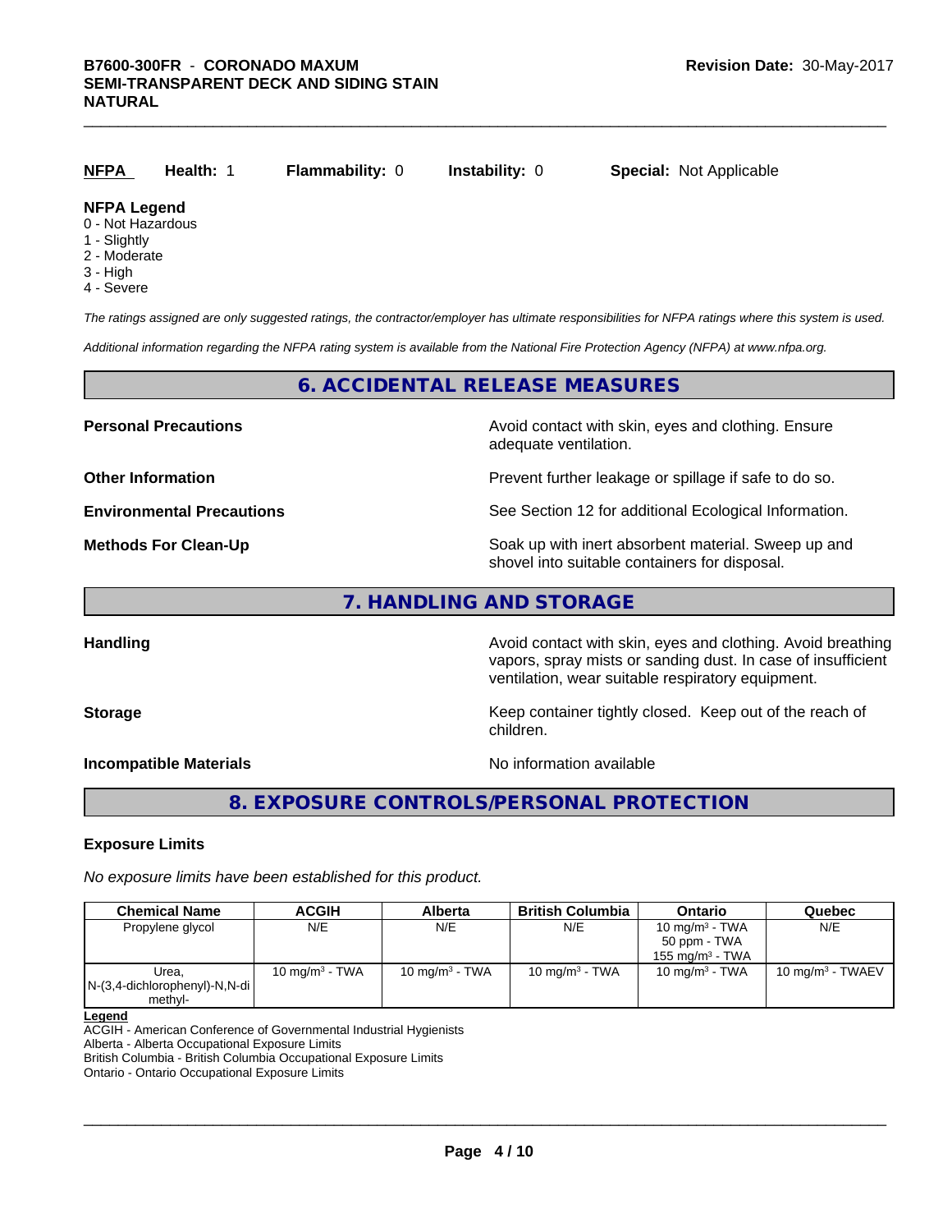**NFPA** **Health:** 1 **Flammability:** 0 **Instability:** 0 **Special:** Not Applicable

**NFPA Legend**
- 0 - Not Hazardous
- 1 - Slightly
- 2 - Moderate
- 3 - High
- 4 - Severe

*The ratings assigned are only suggested ratings, the contractor/employer has ultimate responsibilities for NFPA ratings where this system is used.*

*Additional information regarding the NFPA rating system is available from the National Fire Protection Agency (NFPA) at www.nfpa.org.*

## 6. ACCIDENTAL RELEASE MEASURES

**Personal Precautions** Avoid contact with skin, eyes and clothing. Ensure adequate ventilation.

**Other Information** Prevent further leakage or spillage if safe to do so.

**Environmental Precautions** See Section 12 for additional Ecological Information.

**Methods For Clean-Up** Soak up with inert absorbent material. Sweep up and shovel into suitable containers for disposal.

## 7. HANDLING AND STORAGE

**Handling** Avoid contact with skin, eyes and clothing. Avoid breathing vapors, spray mists or sanding dust. In case of insufficient ventilation, wear suitable respiratory equipment.

**Storage** Keep container tightly closed. Keep out of the reach of children.

**Incompatible Materials** No information available

## 8. EXPOSURE CONTROLS/PERSONAL PROTECTION

### Exposure Limits

*No exposure limits have been established for this product.*

| Chemical Name | ACGIH | Alberta | British Columbia | Ontario | Quebec |
|---|---|---|---|---|---|
| Propylene glycol | N/E | N/E | N/E | 10 mg/m$^3$ - TWA<br>50 ppm - TWA<br>155 mg/m$^3$ - TWA | N/E |
| Urea, N-(3,4-dichlorophenyl)-N,N-dimethyl- | 10 mg/m$^3$ - TWA | 10 mg/m$^3$ - TWA | 10 mg/m$^3$ - TWA | 10 mg/m$^3$ - TWA | 10 mg/m$^3$ - TWAEV |

**Legend**
ACGIH - American Conference of Governmental Industrial Hygienists
Alberta - Alberta Occupational Exposure Limits
British Columbia - British Columbia Occupational Exposure Limits
Ontario - Ontario Occupational Exposure Limits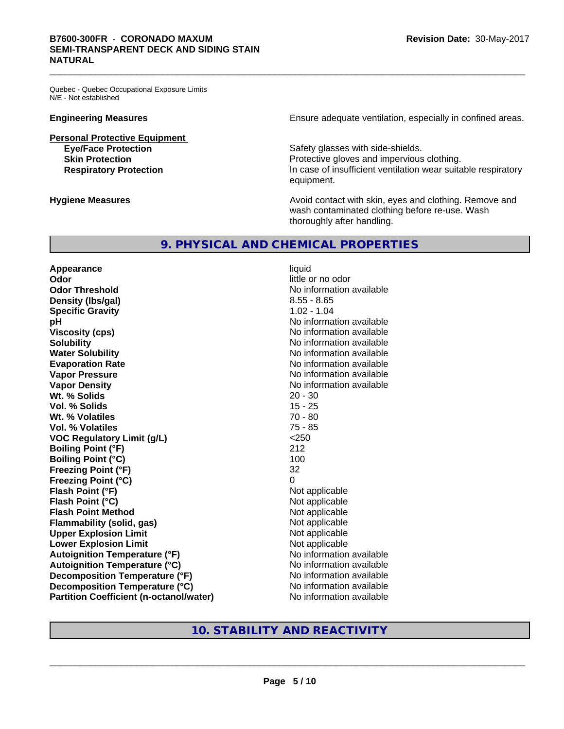Quebec - Quebec Occupational Exposure Limits
N/E - Not established

**Engineering Measures** Ensure adequate ventilation, especially in confined areas.

**Personal Protective Equipment**

| | |
|---|---|
| **Eye/Face Protection** | Safety glasses with side-shields. |
| **Skin Protection** | Protective gloves and impervious clothing. |
| **Respiratory Protection** | In case of insufficient ventilation wear suitable respiratory equipment. |

**Hygiene Measures** Avoid contact with skin, eyes and clothing. Remove and wash contaminated clothing before re-use. Wash thoroughly after handling.

## 9. PHYSICAL AND CHEMICAL PROPERTIES

| | |
|---|---|
| **Appearance** | liquid |
| **Odor** | little or no odor |
| **Odor Threshold** | No information available |
| **Density (lbs/gal)** | 8.55 - 8.65 |
| **Specific Gravity** | 1.02 - 1.04 |
| **pH** | No information available |
| **Viscosity (cps)** | No information available |
| **Solubility** | No information available |
| **Water Solubility** | No information available |
| **Evaporation Rate** | No information available |
| **Vapor Pressure** | No information available |
| **Vapor Density** | No information available |
| **Wt. % Solids** | 20 - 30 |
| **Vol. % Solids** | 15 - 25 |
| **Wt. % Volatiles** | 70 - 80 |
| **Vol. % Volatiles** | 75 - 85 |
| **VOC Regulatory Limit (g/L)** | <250 |
| **Boiling Point (°F)** | 212 |
| **Boiling Point (°C)** | 100 |
| **Freezing Point (°F)** | 32 |
| **Freezing Point (°C)** | 0 |
| **Flash Point (°F)** | Not applicable |
| **Flash Point (°C)** | Not applicable |
| **Flash Point Method** | Not applicable |
| **Flammability (solid, gas)** | Not applicable |
| **Upper Explosion Limit** | Not applicable |
| **Lower Explosion Limit** | Not applicable |
| **Autoignition Temperature (°F)** | No information available |
| **Autoignition Temperature (°C)** | No information available |
| **Decomposition Temperature (°F)** | No information available |
| **Decomposition Temperature (°C)** | No information available |
| **Partition Coefficient (n-octanol/water)** | No information available |

## 10. STABILITY AND REACTIVITY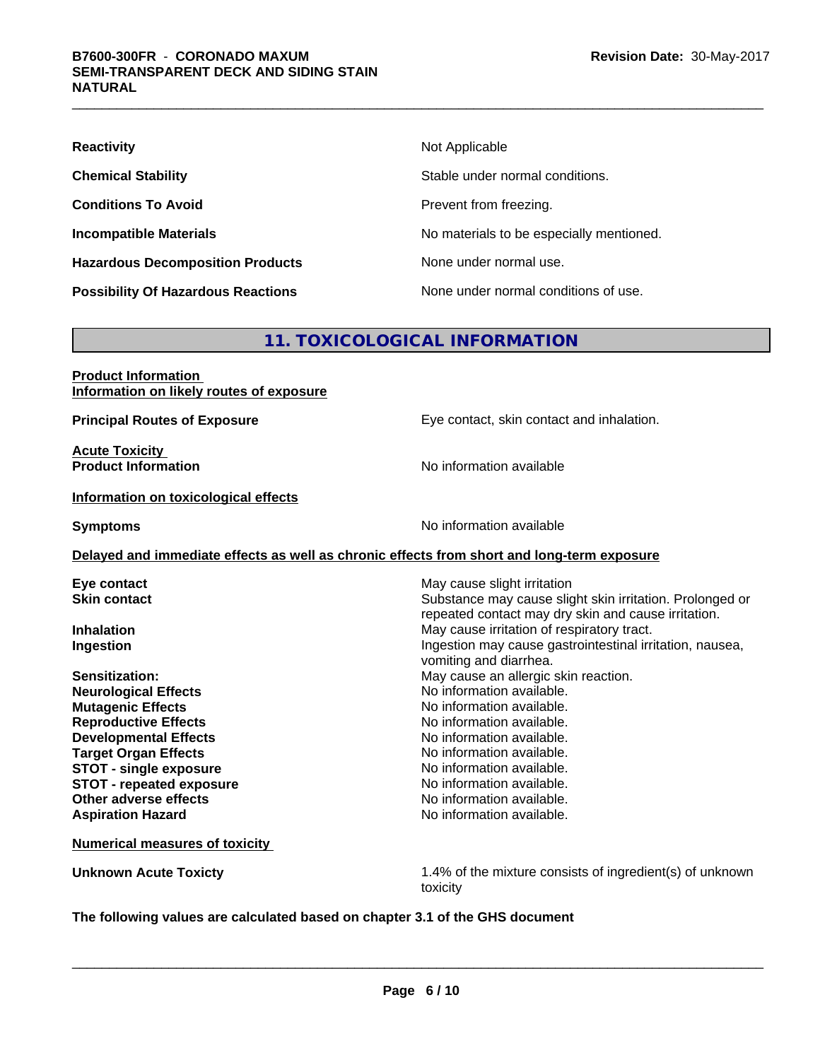| | |
|---|---|
| **Reactivity** | Not Applicable |
| **Chemical Stability** | Stable under normal conditions. |
| **Conditions To Avoid** | Prevent from freezing. |
| **Incompatible Materials** | No materials to be especially mentioned. |
| **Hazardous Decomposition Products** | None under normal use. |
| **Possibility Of Hazardous Reactions** | None under normal conditions of use. |

## 11. TOXICOLOGICAL INFORMATION

**Product Information**
**Information on likely routes of exposure**

**Principal Routes of Exposure** — Eye contact, skin contact and inhalation.

**Acute Toxicity**
**Product Information** — No information available

**Information on toxicological effects**

**Symptoms** — No information available

**Delayed and immediate effects as well as chronic effects from short and long-term exposure**

| | |
|---|---|
| **Eye contact** | May cause slight irritation |
| **Skin contact** | Substance may cause slight skin irritation. Prolonged or repeated contact may dry skin and cause irritation. |
| **Inhalation** | May cause irritation of respiratory tract. |
| **Ingestion** | Ingestion may cause gastrointestinal irritation, nausea, vomiting and diarrhea. |
| **Sensitization:** | May cause an allergic skin reaction. |
| **Neurological Effects** | No information available. |
| **Mutagenic Effects** | No information available. |
| **Reproductive Effects** | No information available. |
| **Developmental Effects** | No information available. |
| **Target Organ Effects** | No information available. |
| **STOT - single exposure** | No information available. |
| **STOT - repeated exposure** | No information available. |
| **Other adverse effects** | No information available. |
| **Aspiration Hazard** | No information available. |

**Numerical measures of toxicity**

**Unknown Acute Toxicty** — 1.4% of the mixture consists of ingredient(s) of unknown toxicity

**The following values are calculated based on chapter 3.1 of the GHS document**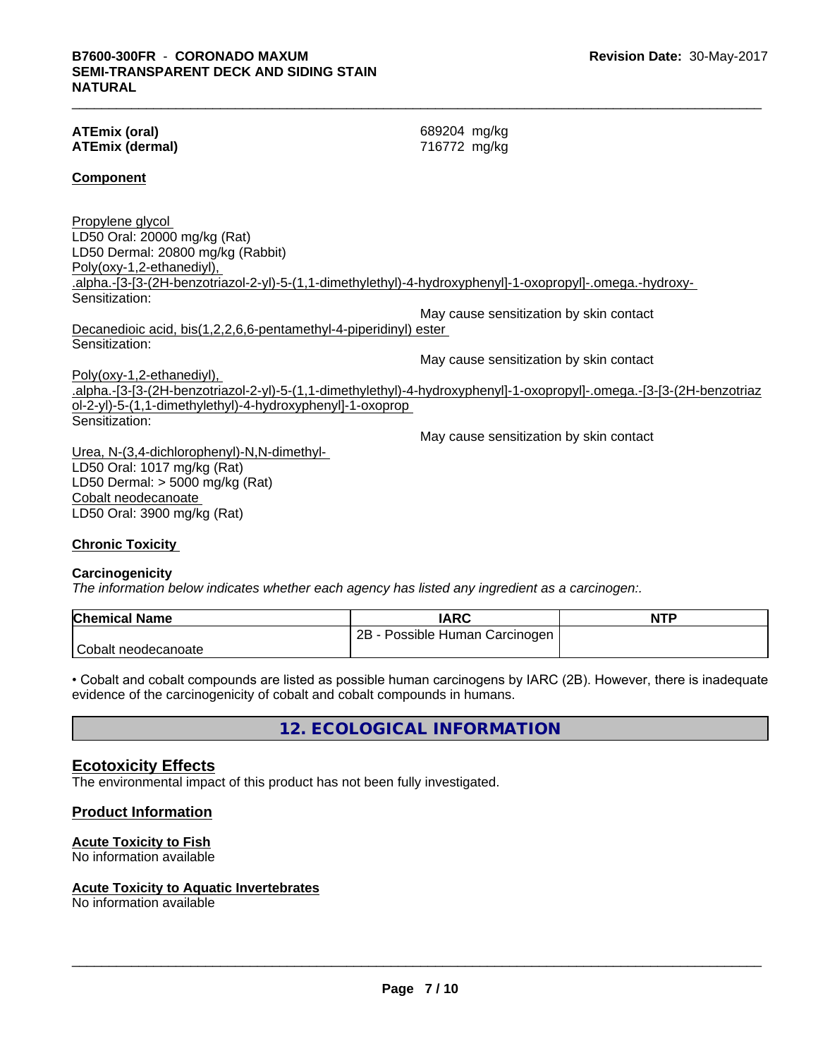**ATEmix (oral)** 689204 mg/kg
**ATEmix (dermal)** 716772 mg/kg

**Component**

Propylene glycol
LD50 Oral: 20000 mg/kg (Rat)
LD50 Dermal: 20800 mg/kg (Rabbit)
Poly(oxy-1,2-ethanediyl), .alpha.-[3-[3-(2H-benzotriazol-2-yl)-5-(1,1-dimethylethyl)-4-hydroxyphenyl]-1-oxopropyl]-.omega.-hydroxy-
Sensitization: May cause sensitization by skin contact
Decanedioic acid, bis(1,2,2,6,6-pentamethyl-4-piperidinyl) ester
Sensitization: May cause sensitization by skin contact
Poly(oxy-1,2-ethanediyl), .alpha.-[3-[3-(2H-benzotriazol-2-yl)-5-(1,1-dimethylethyl)-4-hydroxyphenyl]-1-oxopropyl]-.omega.-[3-[3-(2H-benzotriazol-2-yl)-5-(1,1-dimethylethyl)-4-hydroxyphenyl]-1-oxoprop
Sensitization: May cause sensitization by skin contact
Urea, N-(3,4-dichlorophenyl)-N,N-dimethyl-
LD50 Oral: 1017 mg/kg (Rat)
LD50 Dermal: > 5000 mg/kg (Rat)
Cobalt neodecanoate
LD50 Oral: 3900 mg/kg (Rat)

**Chronic Toxicity**

**Carcinogenicity**

*The information below indicates whether each agency has listed any ingredient as a carcinogen:.*

| Chemical Name | IARC | NTP |
|---|---|---|
| Cobalt neodecanoate | 2B - Possible Human Carcinogen | |

• Cobalt and cobalt compounds are listed as possible human carcinogens by IARC (2B). However, there is inadequate evidence of the carcinogenicity of cobalt and cobalt compounds in humans.

## 12. ECOLOGICAL INFORMATION

### Ecotoxicity Effects

The environmental impact of this product has not been fully investigated.

### Product Information

**Acute Toxicity to Fish**
No information available

**Acute Toxicity to Aquatic Invertebrates**
No information available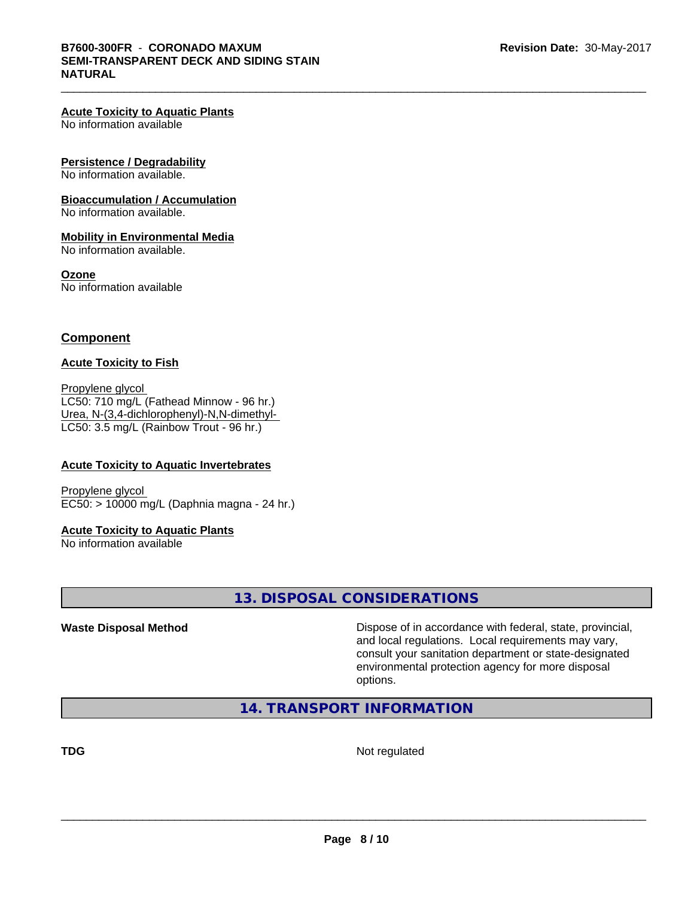**Acute Toxicity to Aquatic Plants**
No information available

**Persistence / Degradability**
No information available.

**Bioaccumulation / Accumulation**
No information available.

**Mobility in Environmental Media**
No information available.

**Ozone**
No information available

## Component

**Acute Toxicity to Fish**

Propylene glycol
LC50: 710 mg/L (Fathead Minnow - 96 hr.)
Urea, N-(3,4-dichlorophenyl)-N,N-dimethyl-
LC50: 3.5 mg/L (Rainbow Trout - 96 hr.)

**Acute Toxicity to Aquatic Invertebrates**

Propylene glycol
EC50: > 10000 mg/L (Daphnia magna - 24 hr.)

**Acute Toxicity to Aquatic Plants**
No information available

## 13. DISPOSAL CONSIDERATIONS

**Waste Disposal Method** Dispose of in accordance with federal, state, provincial, and local regulations. Local requirements may vary, consult your sanitation department or state-designated environmental protection agency for more disposal options.

## 14. TRANSPORT INFORMATION

**TDG** Not regulated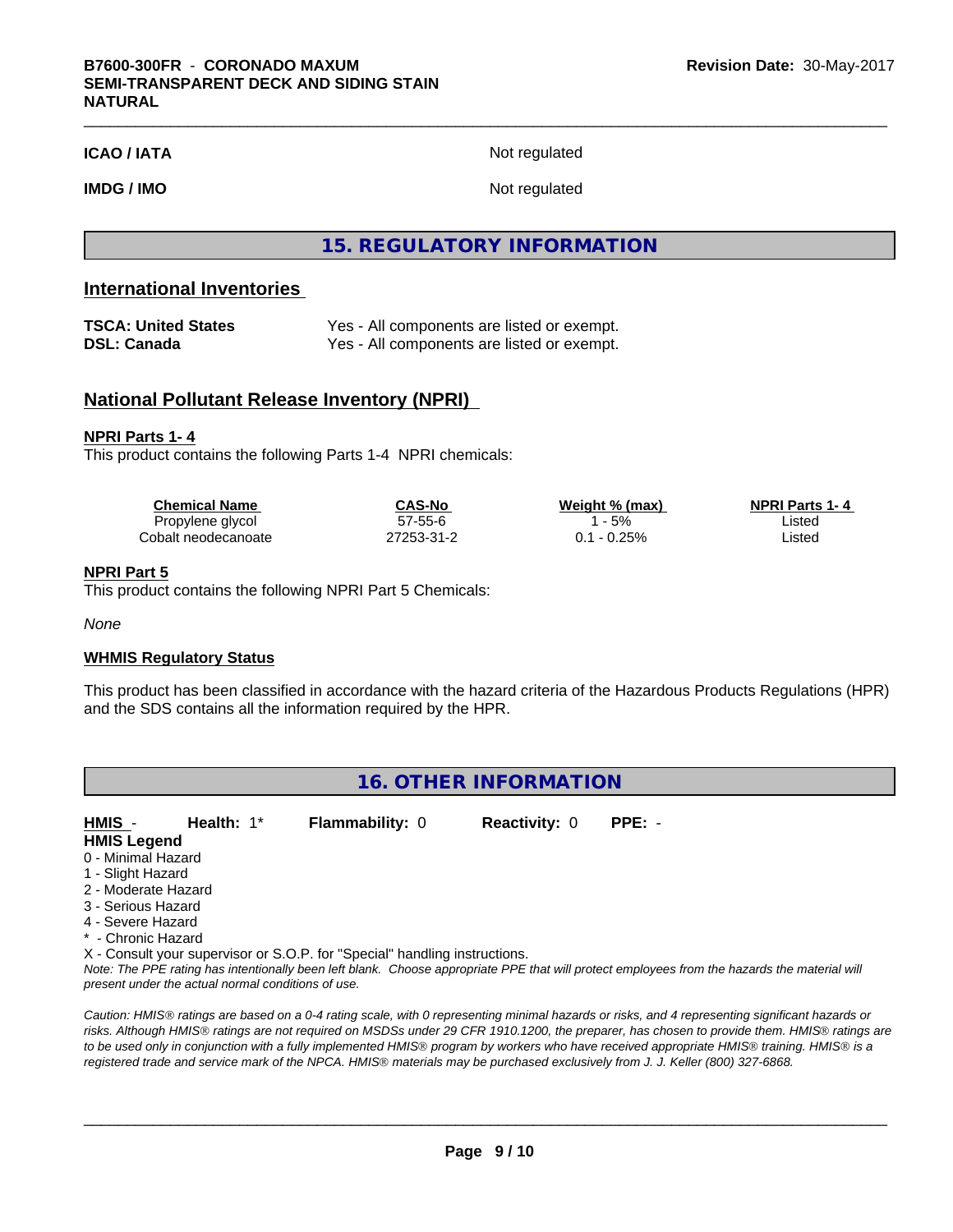**ICAO / IATA** Not regulated

**IMDG / IMO** Not regulated

# 15. REGULATORY INFORMATION

## International Inventories

| | |
|---|---|
| **TSCA: United States** | Yes - All components are listed or exempt. |
| **DSL: Canada** | Yes - All components are listed or exempt. |

## National Pollutant Release Inventory (NPRI)

**NPRI Parts 1- 4**

This product contains the following Parts 1-4 NPRI chemicals:

| Chemical Name | CAS-No | Weight % (max) | NPRI Parts 1- 4 |
|---|---|---|---|
| Propylene glycol | 57-55-6 | 1 - 5% | Listed |
| Cobalt neodecanoate | 27253-31-2 | 0.1 - 0.25% | Listed |

**NPRI Part 5**

This product contains the following NPRI Part 5 Chemicals:

*None*

**WHMIS Regulatory Status**

This product has been classified in accordance with the hazard criteria of the Hazardous Products Regulations (HPR) and the SDS contains all the information required by the HPR.

# 16. OTHER INFORMATION

**HMIS** - **Health:** 1* **Flammability:** 0 **Reactivity:** 0 **PPE:** -

**HMIS Legend**

0 - Minimal Hazard
1 - Slight Hazard
2 - Moderate Hazard
3 - Serious Hazard
4 - Severe Hazard
* - Chronic Hazard
X - Consult your supervisor or S.O.P. for "Special" handling instructions.

*Note: The PPE rating has intentionally been left blank. Choose appropriate PPE that will protect employees from the hazards the material will present under the actual normal conditions of use.*

*Caution: HMIS® ratings are based on a 0-4 rating scale, with 0 representing minimal hazards or risks, and 4 representing significant hazards or risks. Although HMIS® ratings are not required on MSDSs under 29 CFR 1910.1200, the preparer, has chosen to provide them. HMIS® ratings are to be used only in conjunction with a fully implemented HMIS® program by workers who have received appropriate HMIS® training. HMIS® is a registered trade and service mark of the NPCA. HMIS® materials may be purchased exclusively from J. J. Keller (800) 327-6868.*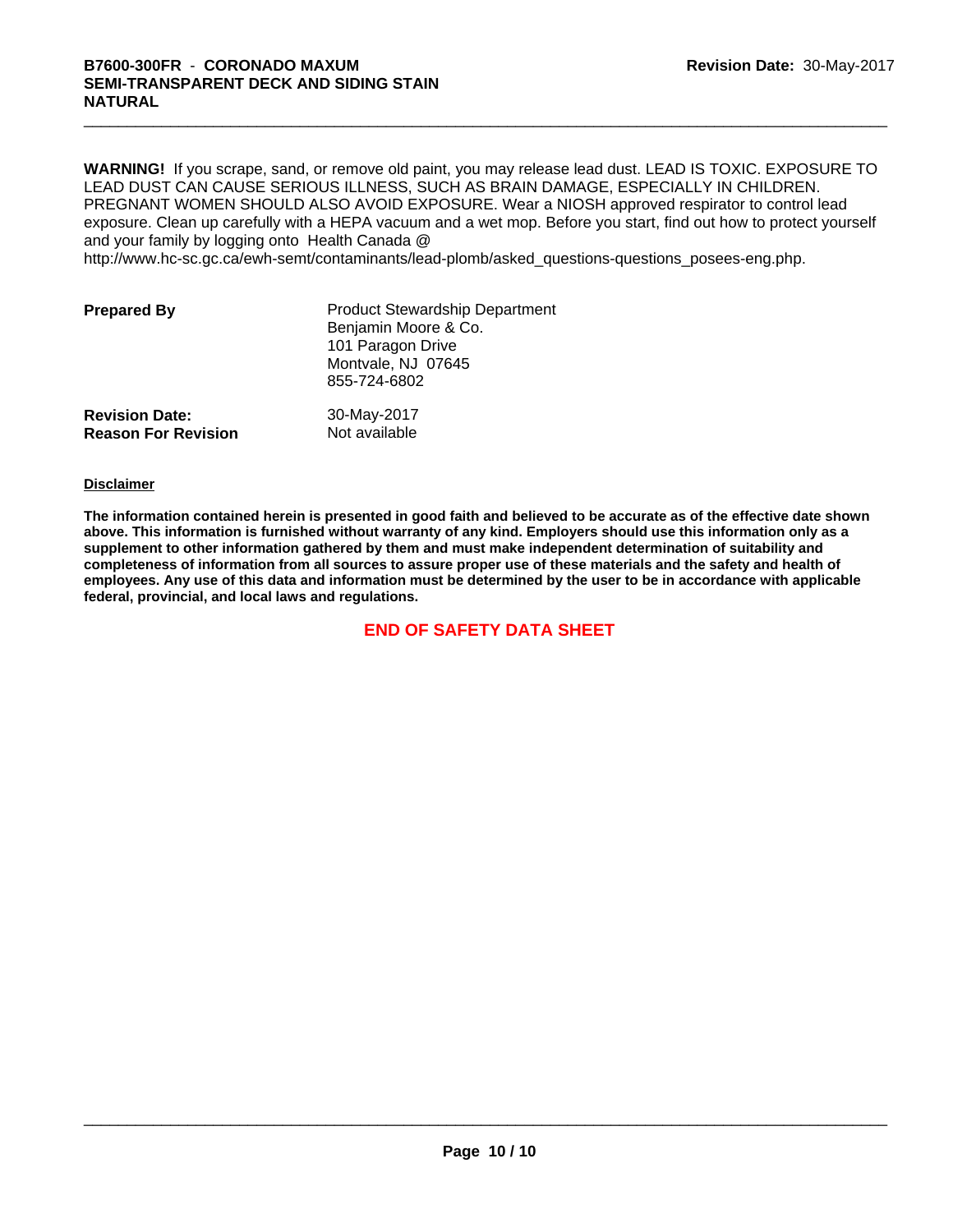**WARNING!** If you scrape, sand, or remove old paint, you may release lead dust. LEAD IS TOXIC. EXPOSURE TO LEAD DUST CAN CAUSE SERIOUS ILLNESS, SUCH AS BRAIN DAMAGE, ESPECIALLY IN CHILDREN. PREGNANT WOMEN SHOULD ALSO AVOID EXPOSURE. Wear a NIOSH approved respirator to control lead exposure. Clean up carefully with a HEPA vacuum and a wet mop. Before you start, find out how to protect yourself and your family by logging onto Health Canada @ http://www.hc-sc.gc.ca/ewh-semt/contaminants/lead-plomb/asked_questions-questions_posees-eng.php.

| | |
|---|---|
| **Prepared By** | Product Stewardship Department<br>Benjamin Moore & Co.<br>101 Paragon Drive<br>Montvale, NJ 07645<br>855-724-6802 |
| **Revision Date:** | 30-May-2017 |
| **Reason For Revision** | Not available |

**Disclaimer**

**The information contained herein is presented in good faith and believed to be accurate as of the effective date shown above. This information is furnished without warranty of any kind. Employers should use this information only as a supplement to other information gathered by them and must make independent determination of suitability and completeness of information from all sources to assure proper use of these materials and the safety and health of employees. Any use of this data and information must be determined by the user to be in accordance with applicable federal, provincial, and local laws and regulations.**

**END OF SAFETY DATA SHEET**